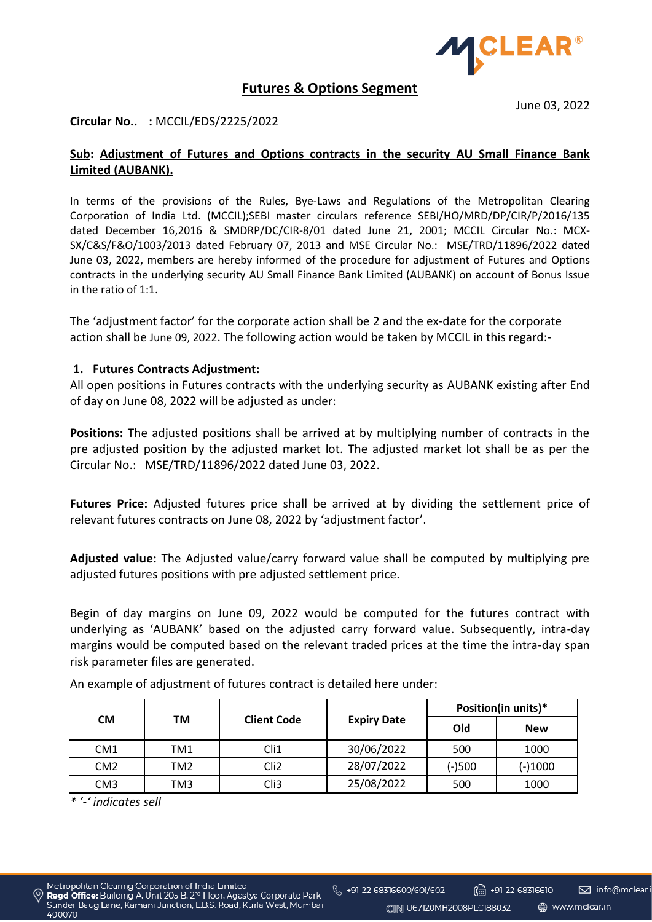## Futures & Options Segment

June 03, 2022

**Circular No.. :** MCCIL/EDS/2225/2022

**Sub: Adjustment of Futures and Options contracts in the security AU Small Finance Bank Limited (AUBANK).**

In terms of the provisions of the Rules, Bye-Laws and Regulations of the Metropolitan Clearing Corporation of India Ltd. (MCCIL);SEBI master circulars reference SEBI/HO/MRD/DP/CIR/P/2016/135 dated December 16,2016 & SMDRP/DC/CIR-8/01 dated June 21, 2001; MCCIL Circular No.: MCX-SX/C&S/F&O/1003/2013 dated February 07, 2013 and MSE Circular No.: MSE/TRD/11896/2022 dated June 03, 2022, members are hereby informed of the procedure for adjustment of Futures and Options contracts in the underlying security AU Small Finance Bank Limited (AUBANK) on account of Bonus Issue in the ratio of 1:1.

The 'adjustment factor' for the corporate action shall be 2 and the ex-date for the corporate action shall be June 09, 2022. The following action would be taken by MCCIL in this regard:-

**1. Futures Contracts Adjustment:**

All open positions in Futures contracts with the underlying security as AUBANK existing after End of day on June 08, 2022 will be adjusted as under:

**Positions:** The adjusted positions shall be arrived at by multiplying number of contracts in the pre adjusted position by the adjusted market lot. The adjusted market lot shall be as per the Circular No.: MSE/TRD/11896/2022 dated June 03, 2022.

**Futures Price:** Adjusted futures price shall be arrived at by dividing the settlement price of relevant futures contracts on June 08, 2022 by 'adjustment factor'.

**Adjusted value:** The Adjusted value/carry forward value shall be computed by multiplying pre adjusted futures positions with pre adjusted settlement price.

Begin of day margins on June 09, 2022 would be computed for the futures contract with underlying as 'AUBANK' based on the adjusted carry forward value. Subsequently, intra-day margins would be computed based on the relevant traded prices at the time the intra-day span risk parameter files are generated.

An example of adjustment of futures contract is detailed here under:

| CM | TM | Client Code | Expiry Date | Position(in units)* | |
|---|---|---|---|---|---|
| | | | | Old | New |
| CM1 | TM1 | Cli1 | 30/06/2022 | 500 | 1000 |
| CM2 | TM2 | Cli2 | 28/07/2022 | (-)500 | (-)1000 |
| CM3 | TM3 | Cli3 | 25/08/2022 | 500 | 1000 |

*\* '-' indicates sell*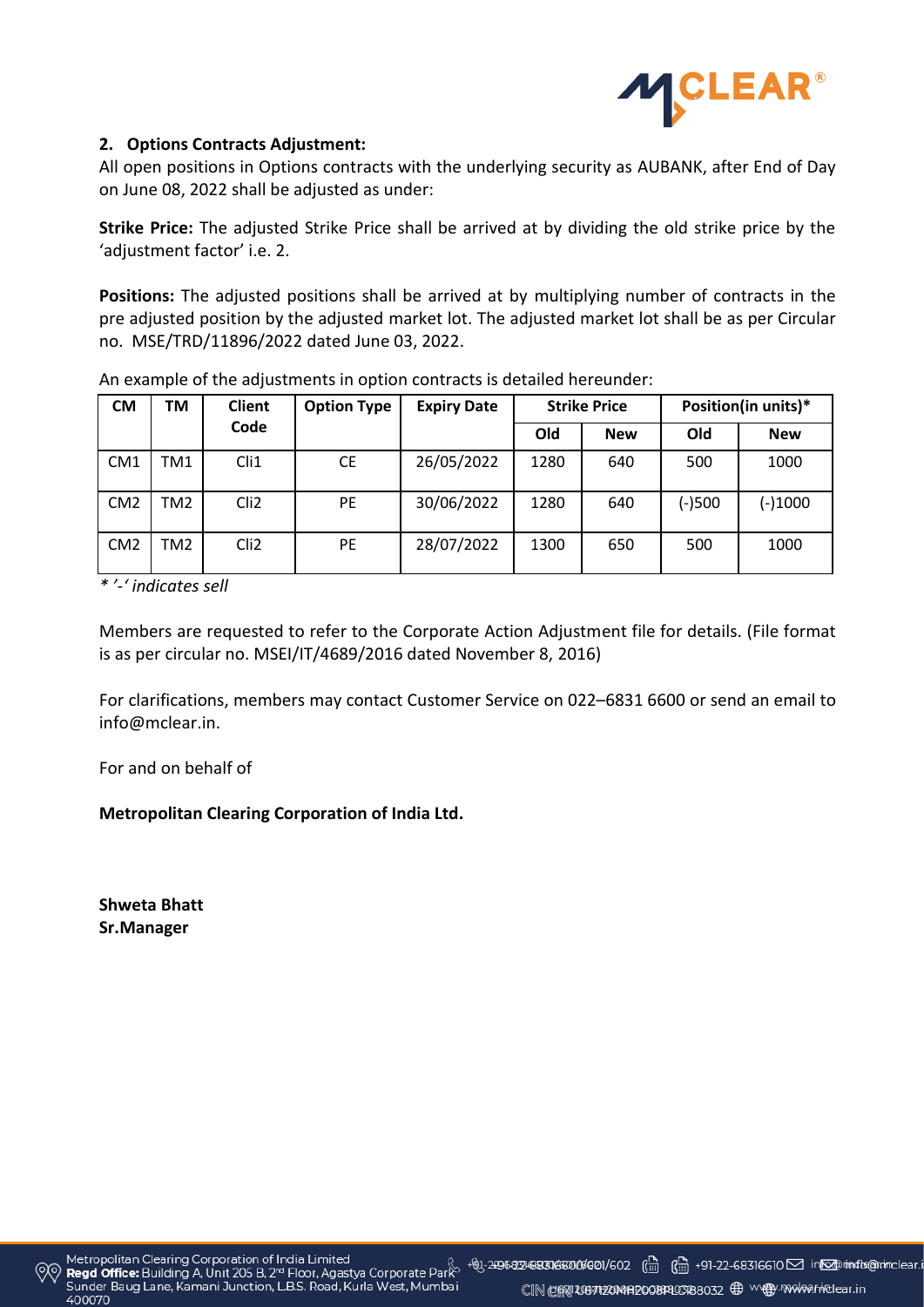## 2. Options Contracts Adjustment:

All open positions in Options contracts with the underlying security as AUBANK, after End of Day on June 08, 2022 shall be adjusted as under:

**Strike Price:** The adjusted Strike Price shall be arrived at by dividing the old strike price by the 'adjustment factor' i.e. 2.

**Positions:** The adjusted positions shall be arrived at by multiplying number of contracts in the pre adjusted position by the adjusted market lot. The adjusted market lot shall be as per Circular no. MSE/TRD/11896/2022 dated June 03, 2022.

An example of the adjustments in option contracts is detailed hereunder:

| CM | TM | Client Code | Option Type | Expiry Date | Strike Price | | Position(in units)* | |
|---|---|---|---|---|---|---|---|---|
| | | | | | Old | New | Old | New |
| CM1 | TM1 | Cli1 | CE | 26/05/2022 | 1280 | 640 | 500 | 1000 |
| CM2 | TM2 | Cli2 | PE | 30/06/2022 | 1280 | 640 | (-)500 | (-)1000 |
| CM2 | TM2 | Cli2 | PE | 28/07/2022 | 1300 | 650 | 500 | 1000 |

*\* '-' indicates sell*

Members are requested to refer to the Corporate Action Adjustment file for details. (File format is as per circular no. MSEI/IT/4689/2016 dated November 8, 2016)

For clarifications, members may contact Customer Service on 022–6831 6600 or send an email to info@mclear.in.

For and on behalf of

**Metropolitan Clearing Corporation of India Ltd.**

**Shweta Bhatt**
**Sr.Manager**